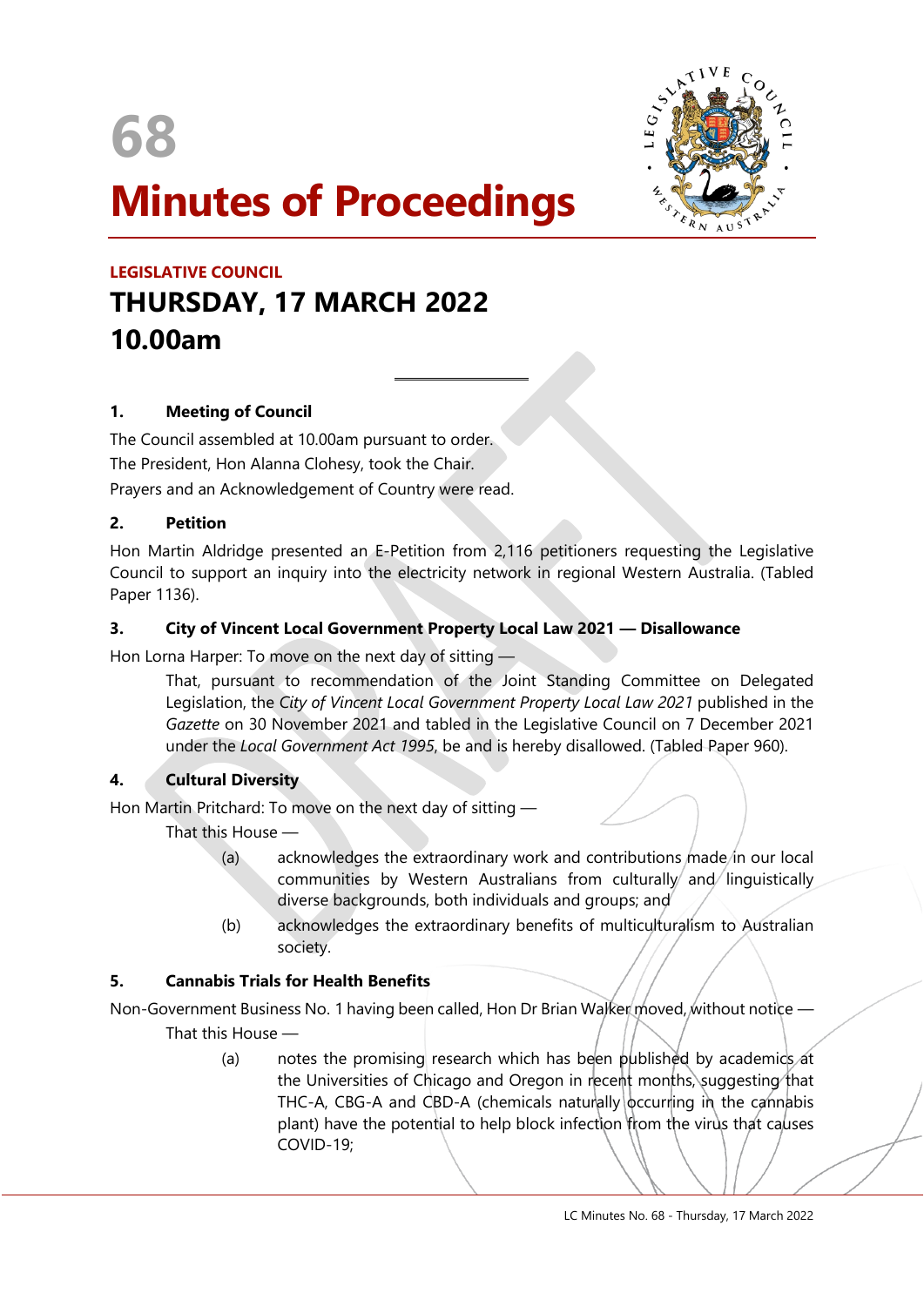# 68

# Minutes of Proceedings

**LEGISLATIVE COUNCIL**

## THURSDAY, 17 MARCH 2022
## 10.00am

### 1. Meeting of Council

The Council assembled at 10.00am pursuant to order.

The President, Hon Alanna Clohesy, took the Chair.

Prayers and an Acknowledgement of Country were read.

### 2. Petition

Hon Martin Aldridge presented an E-Petition from 2,116 petitioners requesting the Legislative Council to support an inquiry into the electricity network in regional Western Australia. (Tabled Paper 1136).

### 3. City of Vincent Local Government Property Local Law 2021 — Disallowance

Hon Lorna Harper: To move on the next day of sitting —

> That, pursuant to recommendation of the Joint Standing Committee on Delegated Legislation, the *City of Vincent Local Government Property Local Law 2021* published in the *Gazette* on 30 November 2021 and tabled in the Legislative Council on 7 December 2021 under the *Local Government Act 1995*, be and is hereby disallowed. (Tabled Paper 960).

### 4. Cultural Diversity

Hon Martin Pritchard: To move on the next day of sitting —

> That this House —
>
> (a) acknowledges the extraordinary work and contributions made in our local communities by Western Australians from culturally and linguistically diverse backgrounds, both individuals and groups; and
>
> (b) acknowledges the extraordinary benefits of multiculturalism to Australian society.

### 5. Cannabis Trials for Health Benefits

Non-Government Business No. 1 having been called, Hon Dr Brian Walker moved, without notice —

> That this House —
>
> (a) notes the promising research which has been published by academics at the Universities of Chicago and Oregon in recent months, suggesting that THC-A, CBG-A and CBD-A (chemicals naturally occurring in the cannabis plant) have the potential to help block infection from the virus that causes COVID-19;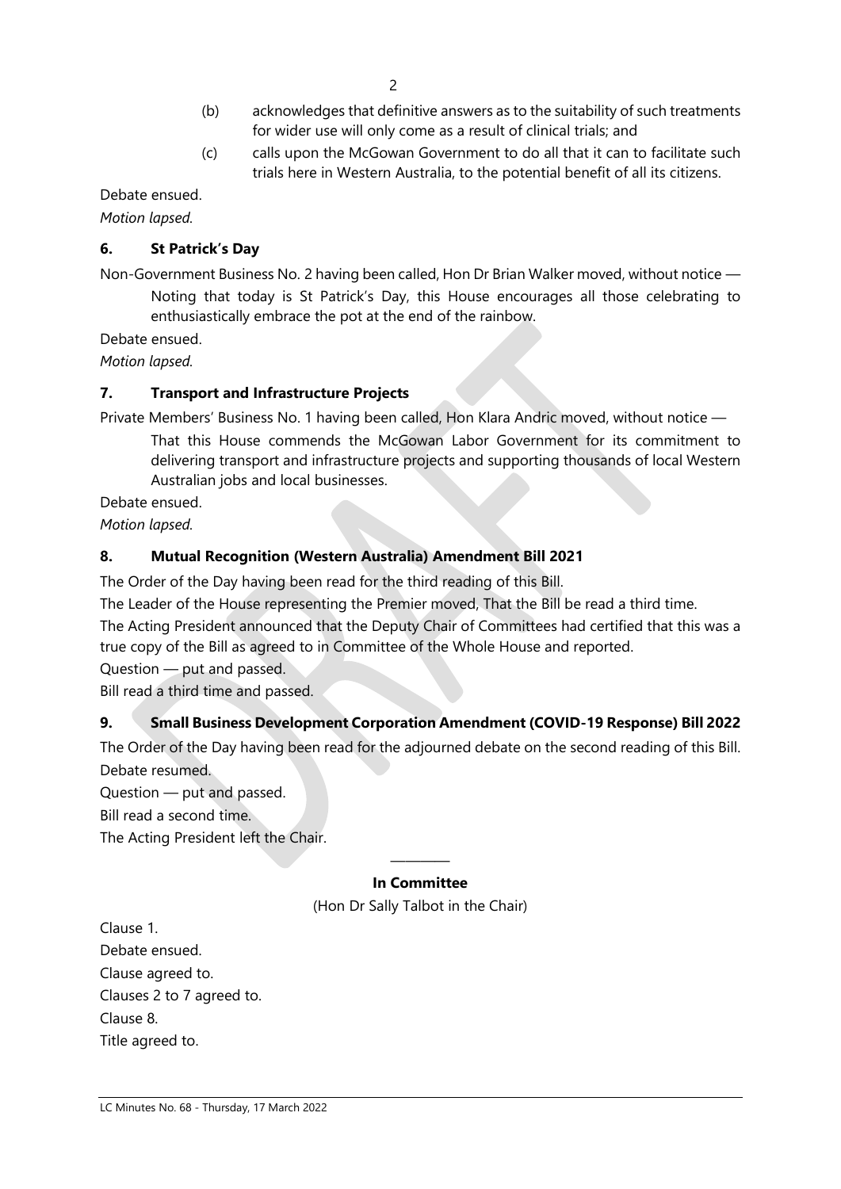(b) acknowledges that definitive answers as to the suitability of such treatments for wider use will only come as a result of clinical trials; and

(c) calls upon the McGowan Government to do all that it can to facilitate such trials here in Western Australia, to the potential benefit of all its citizens.

Debate ensued.

*Motion lapsed.*

### 6. St Patrick's Day

Non-Government Business No. 2 having been called, Hon Dr Brian Walker moved, without notice —

> Noting that today is St Patrick's Day, this House encourages all those celebrating to enthusiastically embrace the pot at the end of the rainbow.

Debate ensued.

*Motion lapsed.*

### 7. Transport and Infrastructure Projects

Private Members' Business No. 1 having been called, Hon Klara Andric moved, without notice —

> That this House commends the McGowan Labor Government for its commitment to delivering transport and infrastructure projects and supporting thousands of local Western Australian jobs and local businesses.

Debate ensued.

*Motion lapsed.*

### 8. Mutual Recognition (Western Australia) Amendment Bill 2021

The Order of the Day having been read for the third reading of this Bill.

The Leader of the House representing the Premier moved, That the Bill be read a third time.

The Acting President announced that the Deputy Chair of Committees had certified that this was a true copy of the Bill as agreed to in Committee of the Whole House and reported.

Question — put and passed.

Bill read a third time and passed.

### 9. Small Business Development Corporation Amendment (COVID-19 Response) Bill 2022

The Order of the Day having been read for the adjourned debate on the second reading of this Bill.

Debate resumed.

Question — put and passed.

Bill read a second time.

The Acting President left the Chair.

---

**In Committee**

(Hon Dr Sally Talbot in the Chair)

Clause 1.

Debate ensued.

Clause agreed to.

Clauses 2 to 7 agreed to.

Clause 8.

Title agreed to.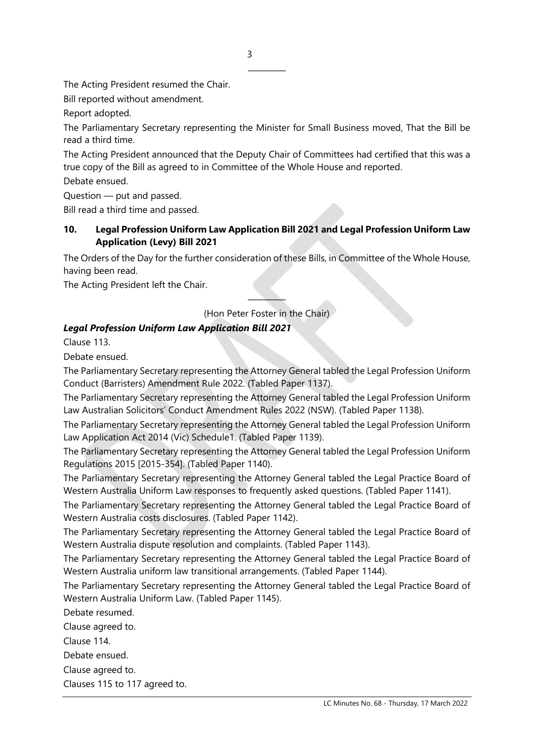The Acting President resumed the Chair.

Bill reported without amendment.

Report adopted.

The Parliamentary Secretary representing the Minister for Small Business moved, That the Bill be read a third time.

The Acting President announced that the Deputy Chair of Committees had certified that this was a true copy of the Bill as agreed to in Committee of the Whole House and reported.

Debate ensued.

Question — put and passed.

Bill read a third time and passed.

### 10. Legal Profession Uniform Law Application Bill 2021 and Legal Profession Uniform Law Application (Levy) Bill 2021

The Orders of the Day for the further consideration of these Bills, in Committee of the Whole House, having been read.

The Acting President left the Chair.

(Hon Peter Foster in the Chair)

***Legal Profession Uniform Law Application Bill 2021***

Clause 113.

Debate ensued.

The Parliamentary Secretary representing the Attorney General tabled the Legal Profession Uniform Conduct (Barristers) Amendment Rule 2022. (Tabled Paper 1137).

The Parliamentary Secretary representing the Attorney General tabled the Legal Profession Uniform Law Australian Solicitors' Conduct Amendment Rules 2022 (NSW). (Tabled Paper 1138).

The Parliamentary Secretary representing the Attorney General tabled the Legal Profession Uniform Law Application Act 2014 (Vic) Schedule1. (Tabled Paper 1139).

The Parliamentary Secretary representing the Attorney General tabled the Legal Profession Uniform Regulations 2015 [2015-354]. (Tabled Paper 1140).

The Parliamentary Secretary representing the Attorney General tabled the Legal Practice Board of Western Australia Uniform Law responses to frequently asked questions. (Tabled Paper 1141).

The Parliamentary Secretary representing the Attorney General tabled the Legal Practice Board of Western Australia costs disclosures. (Tabled Paper 1142).

The Parliamentary Secretary representing the Attorney General tabled the Legal Practice Board of Western Australia dispute resolution and complaints. (Tabled Paper 1143).

The Parliamentary Secretary representing the Attorney General tabled the Legal Practice Board of Western Australia uniform law transitional arrangements. (Tabled Paper 1144).

The Parliamentary Secretary representing the Attorney General tabled the Legal Practice Board of Western Australia Uniform Law. (Tabled Paper 1145).

Debate resumed.

Clause agreed to.

Clause 114.

Debate ensued.

Clause agreed to.

Clauses 115 to 117 agreed to.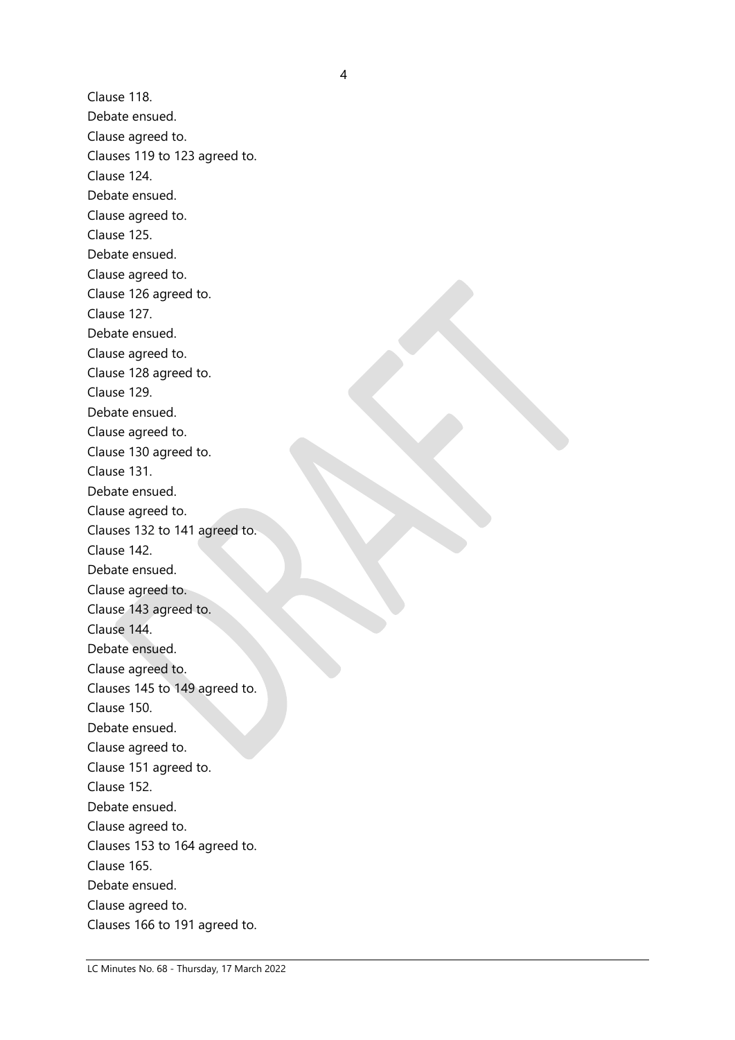Clause 118.

Debate ensued.

Clause agreed to.

Clauses 119 to 123 agreed to.

Clause 124.

Debate ensued.

Clause agreed to.

Clause 125.

Debate ensued.

Clause agreed to.

Clause 126 agreed to.

Clause 127.

Debate ensued.

Clause agreed to.

Clause 128 agreed to.

Clause 129.

Debate ensued.

Clause agreed to.

Clause 130 agreed to.

Clause 131.

Debate ensued.

Clause agreed to.

Clauses 132 to 141 agreed to.

Clause 142.

Debate ensued.

Clause agreed to.

Clause 143 agreed to.

Clause 144.

Debate ensued.

Clause agreed to.

Clauses 145 to 149 agreed to.

Clause 150.

Debate ensued.

Clause agreed to.

Clause 151 agreed to.

Clause 152.

Debate ensued.

Clause agreed to.

Clauses 153 to 164 agreed to.

Clause 165.

Debate ensued.

Clause agreed to.

Clauses 166 to 191 agreed to.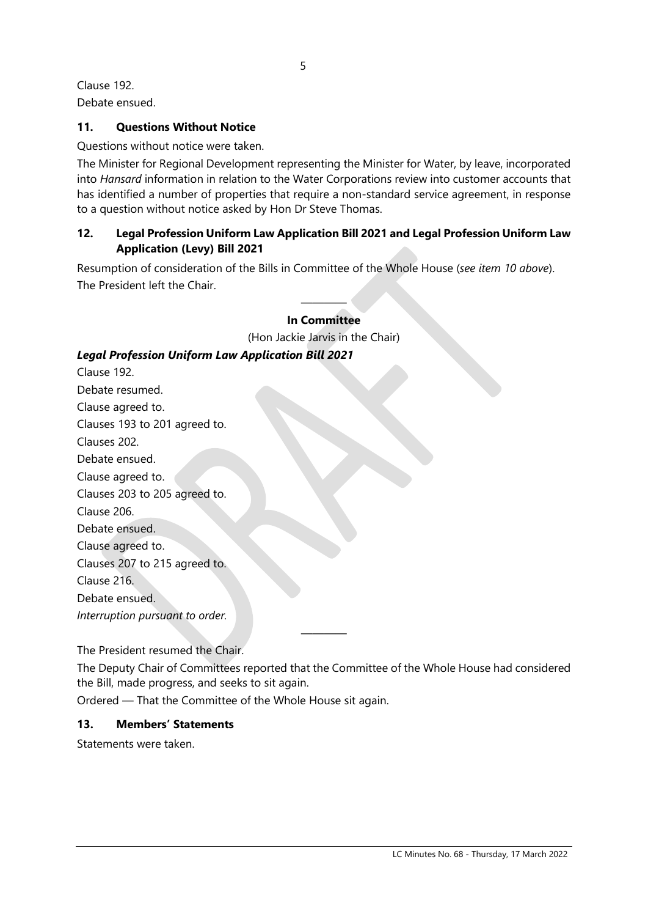Clause 192.

Debate ensued.

## 11. Questions Without Notice

Questions without notice were taken.

The Minister for Regional Development representing the Minister for Water, by leave, incorporated into *Hansard* information in relation to the Water Corporations review into customer accounts that has identified a number of properties that require a non-standard service agreement, in response to a question without notice asked by Hon Dr Steve Thomas.

## 12. Legal Profession Uniform Law Application Bill 2021 and Legal Profession Uniform Law Application (Levy) Bill 2021

Resumption of consideration of the Bills in Committee of the Whole House (*see item 10 above*).

The President left the Chair.

---

**In Committee**

(Hon Jackie Jarvis in the Chair)

***Legal Profession Uniform Law Application Bill 2021***

Clause 192.

Debate resumed.

Clause agreed to.

Clauses 193 to 201 agreed to.

Clauses 202.

Debate ensued.

Clause agreed to.

Clauses 203 to 205 agreed to.

Clause 206.

Debate ensued.

Clause agreed to.

Clauses 207 to 215 agreed to.

Clause 216.

Debate ensued.

*Interruption pursuant to order.*

---

The President resumed the Chair.

The Deputy Chair of Committees reported that the Committee of the Whole House had considered the Bill, made progress, and seeks to sit again.

Ordered — That the Committee of the Whole House sit again.

## 13. Members' Statements

Statements were taken.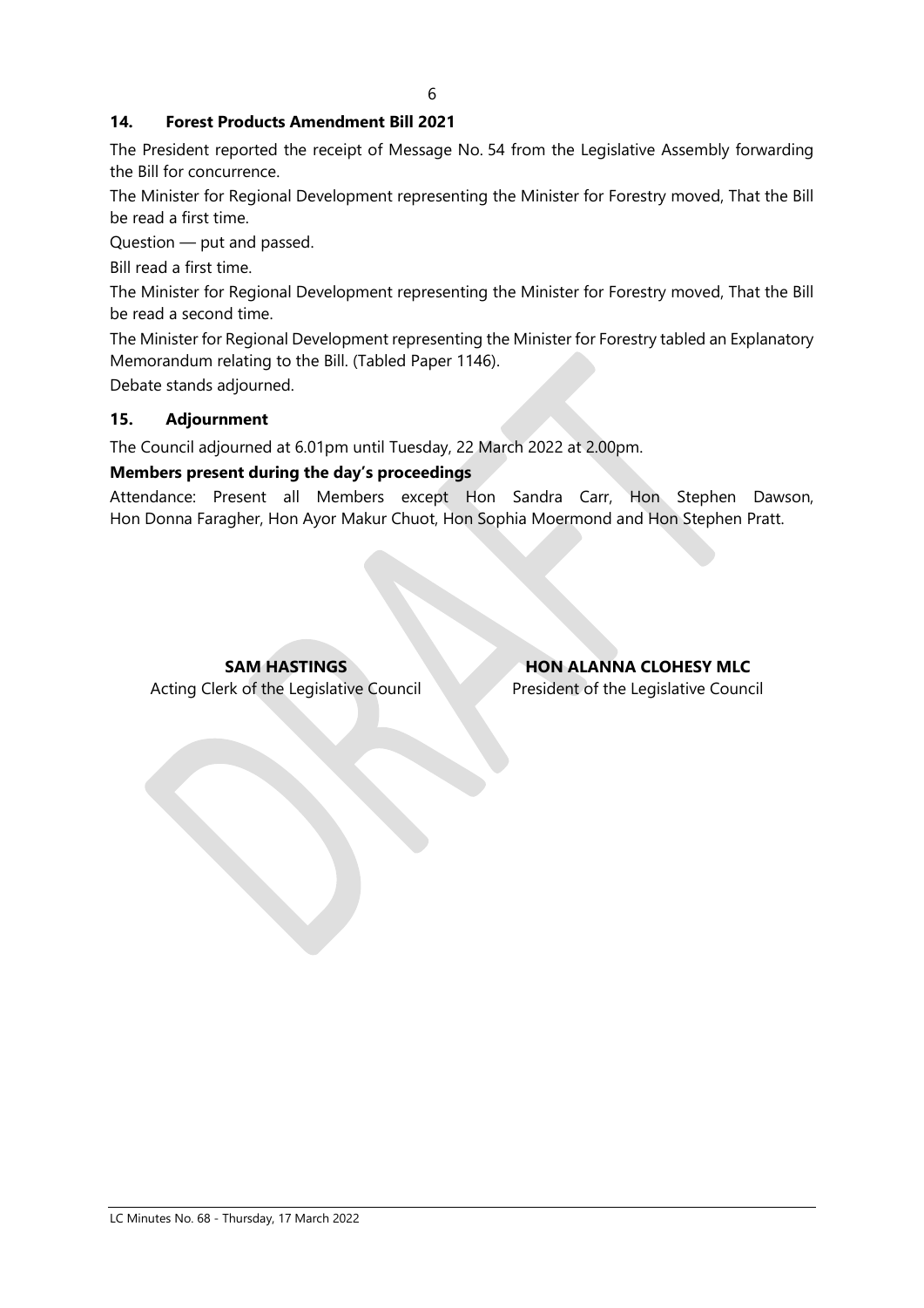## 14. Forest Products Amendment Bill 2021

The President reported the receipt of Message No. 54 from the Legislative Assembly forwarding the Bill for concurrence.

The Minister for Regional Development representing the Minister for Forestry moved, That the Bill be read a first time.

Question — put and passed.

Bill read a first time.

The Minister for Regional Development representing the Minister for Forestry moved, That the Bill be read a second time.

The Minister for Regional Development representing the Minister for Forestry tabled an Explanatory Memorandum relating to the Bill. (Tabled Paper 1146).

Debate stands adjourned.

## 15. Adjournment

The Council adjourned at 6.01pm until Tuesday, 22 March 2022 at 2.00pm.

**Members present during the day's proceedings**

Attendance: Present all Members except Hon Sandra Carr, Hon Stephen Dawson, Hon Donna Faragher, Hon Ayor Makur Chuot, Hon Sophia Moermond and Hon Stephen Pratt.

**SAM HASTINGS**
Acting Clerk of the Legislative Council

**HON ALANNA CLOHESY MLC**
President of the Legislative Council